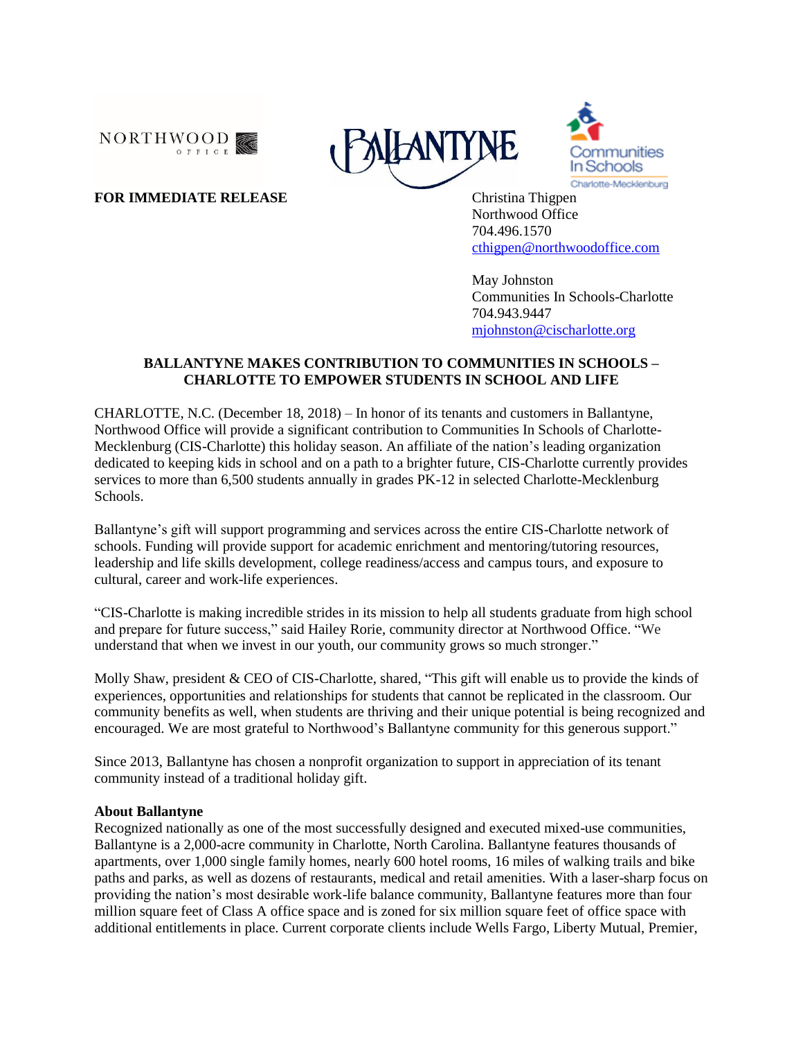**FOR IMMEDIATE RELEASE**

Christina Thigpen
Northwood Office
704.496.1570
cthigpen@northwoodoffice.com

May Johnston
Communities In Schools-Charlotte
704.943.9447
mjohnston@cischarlotte.org

## BALLANTYNE MAKES CONTRIBUTION TO COMMUNITIES IN SCHOOLS – CHARLOTTE TO EMPOWER STUDENTS IN SCHOOL AND LIFE

CHARLOTTE, N.C. (December 18, 2018) – In honor of its tenants and customers in Ballantyne, Northwood Office will provide a significant contribution to Communities In Schools of Charlotte-Mecklenburg (CIS-Charlotte) this holiday season. An affiliate of the nation's leading organization dedicated to keeping kids in school and on a path to a brighter future, CIS-Charlotte currently provides services to more than 6,500 students annually in grades PK-12 in selected Charlotte-Mecklenburg Schools.

Ballantyne's gift will support programming and services across the entire CIS-Charlotte network of schools. Funding will provide support for academic enrichment and mentoring/tutoring resources, leadership and life skills development, college readiness/access and campus tours, and exposure to cultural, career and work-life experiences.

"CIS-Charlotte is making incredible strides in its mission to help all students graduate from high school and prepare for future success," said Hailey Rorie, community director at Northwood Office. "We understand that when we invest in our youth, our community grows so much stronger."

Molly Shaw, president & CEO of CIS-Charlotte, shared, "This gift will enable us to provide the kinds of experiences, opportunities and relationships for students that cannot be replicated in the classroom. Our community benefits as well, when students are thriving and their unique potential is being recognized and encouraged. We are most grateful to Northwood's Ballantyne community for this generous support."

Since 2013, Ballantyne has chosen a nonprofit organization to support in appreciation of its tenant community instead of a traditional holiday gift.

**About Ballantyne**
Recognized nationally as one of the most successfully designed and executed mixed-use communities, Ballantyne is a 2,000-acre community in Charlotte, North Carolina. Ballantyne features thousands of apartments, over 1,000 single family homes, nearly 600 hotel rooms, 16 miles of walking trails and bike paths and parks, as well as dozens of restaurants, medical and retail amenities. With a laser-sharp focus on providing the nation's most desirable work-life balance community, Ballantyne features more than four million square feet of Class A office space and is zoned for six million square feet of office space with additional entitlements in place. Current corporate clients include Wells Fargo, Liberty Mutual, Premier,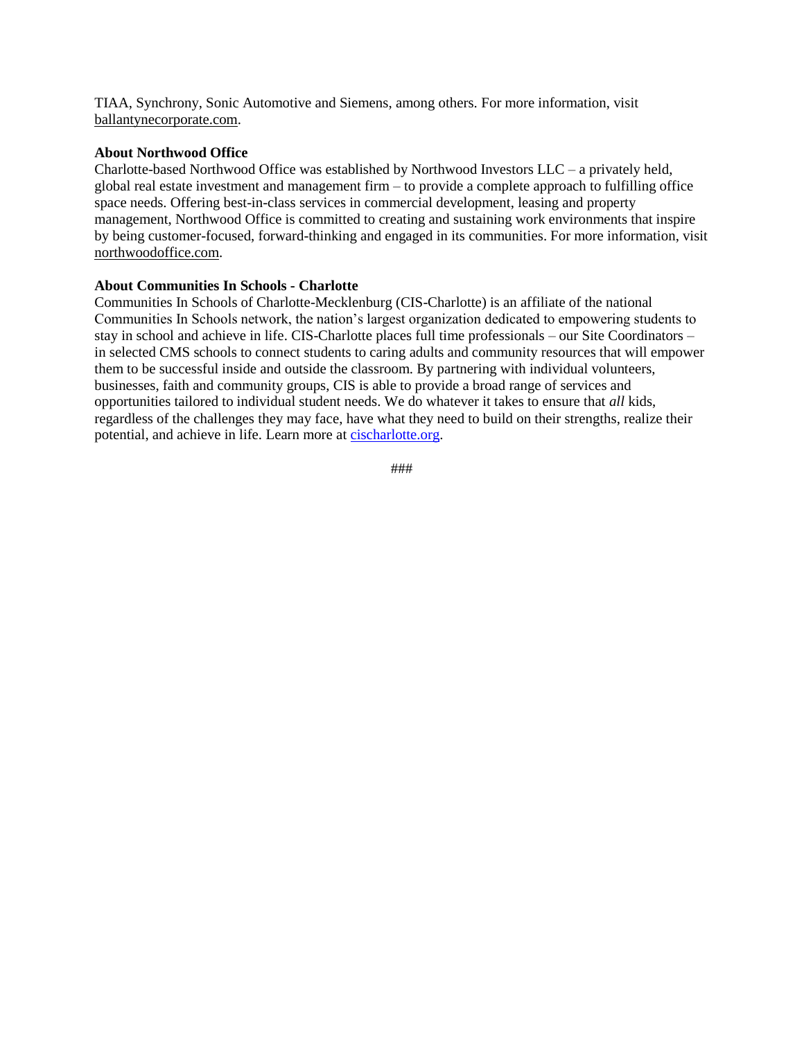TIAA, Synchrony, Sonic Automotive and Siemens, among others. For more information, visit ballantynecorporate.com.

**About Northwood Office**

Charlotte-based Northwood Office was established by Northwood Investors LLC – a privately held, global real estate investment and management firm – to provide a complete approach to fulfilling office space needs. Offering best-in-class services in commercial development, leasing and property management, Northwood Office is committed to creating and sustaining work environments that inspire by being customer-focused, forward-thinking and engaged in its communities. For more information, visit northwoodoffice.com.

**About Communities In Schools - Charlotte**

Communities In Schools of Charlotte-Mecklenburg (CIS-Charlotte) is an affiliate of the national Communities In Schools network, the nation's largest organization dedicated to empowering students to stay in school and achieve in life. CIS-Charlotte places full time professionals – our Site Coordinators – in selected CMS schools to connect students to caring adults and community resources that will empower them to be successful inside and outside the classroom. By partnering with individual volunteers, businesses, faith and community groups, CIS is able to provide a broad range of services and opportunities tailored to individual student needs. We do whatever it takes to ensure that *all* kids, regardless of the challenges they may face, have what they need to build on their strengths, realize their potential, and achieve in life. Learn more at cischarlotte.org.

###